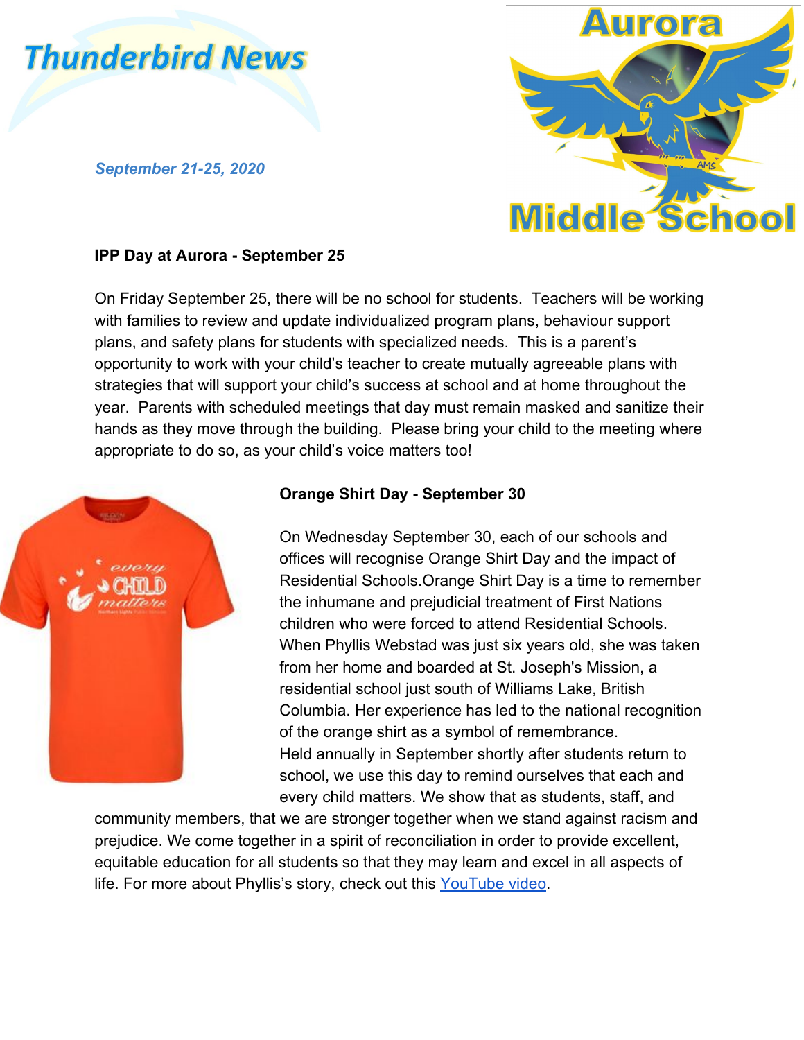# Thunderbird News

*September 21-25, 2020*

Aurora Middle School

**IPP Day at Aurora - September 25**

On Friday September 25, there will be no school for students. Teachers will be working with families to review and update individualized program plans, behaviour support plans, and safety plans for students with specialized needs. This is a parent's opportunity to work with your child's teacher to create mutually agreeable plans with strategies that will support your child's success at school and at home throughout the year. Parents with scheduled meetings that day must remain masked and sanitize their hands as they move through the building. Please bring your child to the meeting where appropriate to do so, as your child's voice matters too!

**Orange Shirt Day - September 30**

On Wednesday September 30, each of our schools and offices will recognise Orange Shirt Day and the impact of Residential Schools.Orange Shirt Day is a time to remember the inhumane and prejudicial treatment of First Nations children who were forced to attend Residential Schools. When Phyllis Webstad was just six years old, she was taken from her home and boarded at St. Joseph's Mission, a residential school just south of Williams Lake, British Columbia. Her experience has led to the national recognition of the orange shirt as a symbol of remembrance.
Held annually in September shortly after students return to school, we use this day to remind ourselves that each and every child matters. We show that as students, staff, and community members, that we are stronger together when we stand against racism and prejudice. We come together in a spirit of reconciliation in order to provide excellent, equitable education for all students so that they may learn and excel in all aspects of life. For more about Phyllis's story, check out this YouTube video.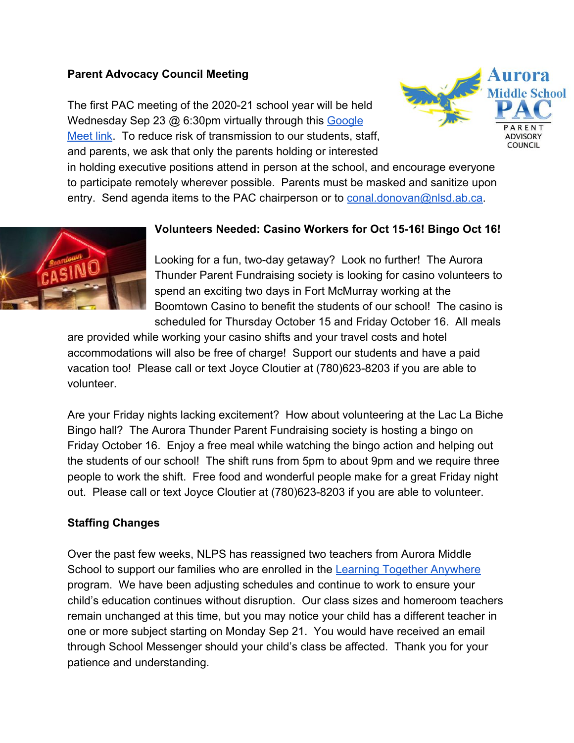**Parent Advocacy Council Meeting**

The first PAC meeting of the 2020-21 school year will be held Wednesday Sep 23 @ 6:30pm virtually through this Google Meet link. To reduce risk of transmission to our students, staff, and parents, we ask that only the parents holding or interested in holding executive positions attend in person at the school, and encourage everyone to participate remotely wherever possible. Parents must be masked and sanitize upon entry. Send agenda items to the PAC chairperson or to conal.donovan@nlsd.ab.ca.

**Volunteers Needed: Casino Workers for Oct 15-16! Bingo Oct 16!**

Looking for a fun, two-day getaway? Look no further! The Aurora Thunder Parent Fundraising society is looking for casino volunteers to spend an exciting two days in Fort McMurray working at the Boomtown Casino to benefit the students of our school! The casino is scheduled for Thursday October 15 and Friday October 16. All meals are provided while working your casino shifts and your travel costs and hotel accommodations will also be free of charge! Support our students and have a paid vacation too! Please call or text Joyce Cloutier at (780)623-8203 if you are able to volunteer.

Are your Friday nights lacking excitement? How about volunteering at the Lac La Biche Bingo hall? The Aurora Thunder Parent Fundraising society is hosting a bingo on Friday October 16. Enjoy a free meal while watching the bingo action and helping out the students of our school! The shift runs from 5pm to about 9pm and we require three people to work the shift. Free food and wonderful people make for a great Friday night out. Please call or text Joyce Cloutier at (780)623-8203 if you are able to volunteer.

**Staffing Changes**

Over the past few weeks, NLPS has reassigned two teachers from Aurora Middle School to support our families who are enrolled in the Learning Together Anywhere program. We have been adjusting schedules and continue to work to ensure your child's education continues without disruption. Our class sizes and homeroom teachers remain unchanged at this time, but you may notice your child has a different teacher in one or more subject starting on Monday Sep 21. You would have received an email through School Messenger should your child's class be affected. Thank you for your patience and understanding.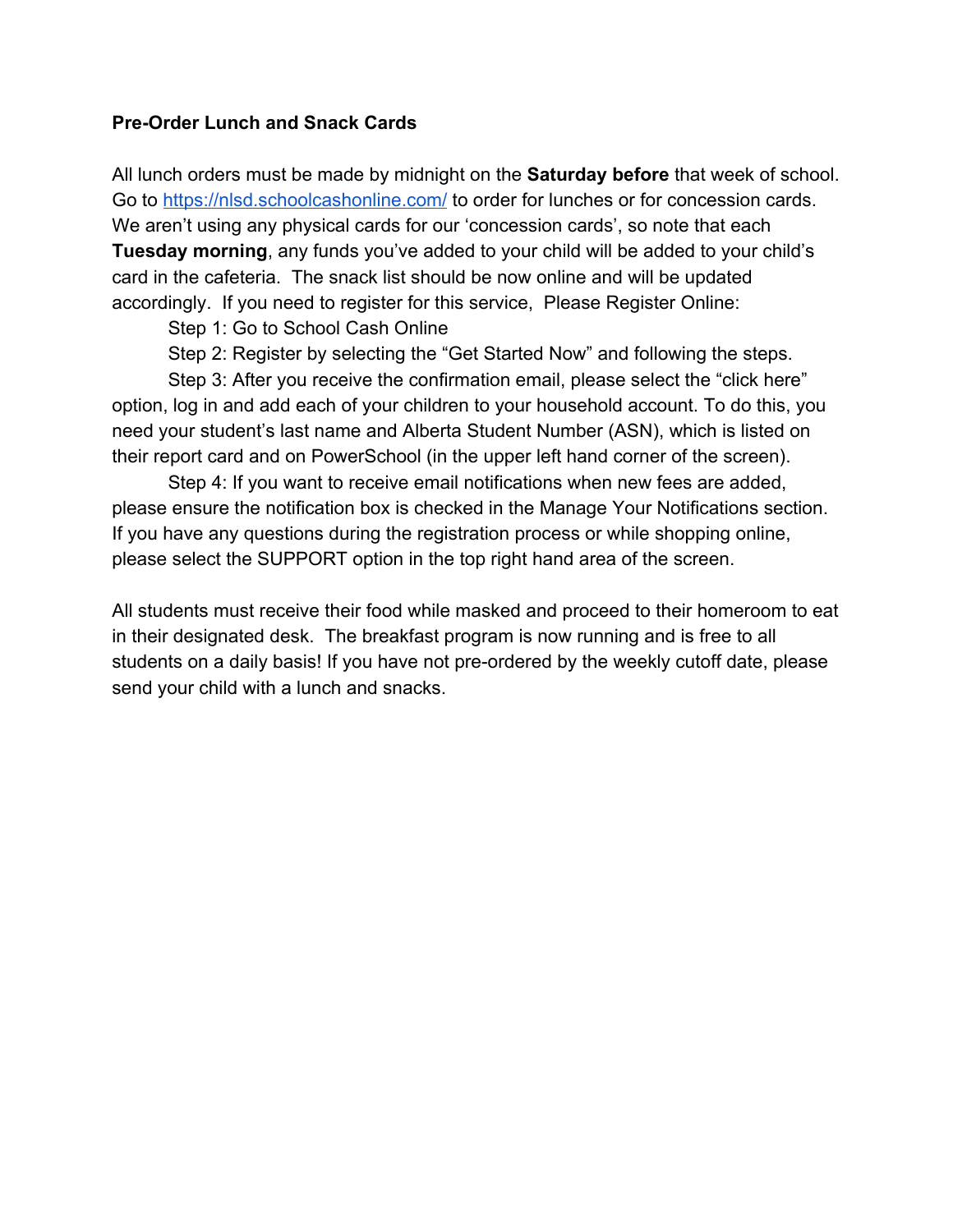**Pre-Order Lunch and Snack Cards**

All lunch orders must be made by midnight on the **Saturday before** that week of school. Go to https://nlsd.schoolcashonline.com/ to order for lunches or for concession cards. We aren't using any physical cards for our 'concession cards', so note that each **Tuesday morning**, any funds you've added to your child will be added to your child's card in the cafeteria. The snack list should be now online and will be updated accordingly. If you need to register for this service, Please Register Online:

Step 1: Go to School Cash Online

Step 2: Register by selecting the "Get Started Now" and following the steps.

Step 3: After you receive the confirmation email, please select the "click here" option, log in and add each of your children to your household account. To do this, you need your student's last name and Alberta Student Number (ASN), which is listed on their report card and on PowerSchool (in the upper left hand corner of the screen).

Step 4: If you want to receive email notifications when new fees are added, please ensure the notification box is checked in the Manage Your Notifications section. If you have any questions during the registration process or while shopping online, please select the SUPPORT option in the top right hand area of the screen.

All students must receive their food while masked and proceed to their homeroom to eat in their designated desk. The breakfast program is now running and is free to all students on a daily basis! If you have not pre-ordered by the weekly cutoff date, please send your child with a lunch and snacks.